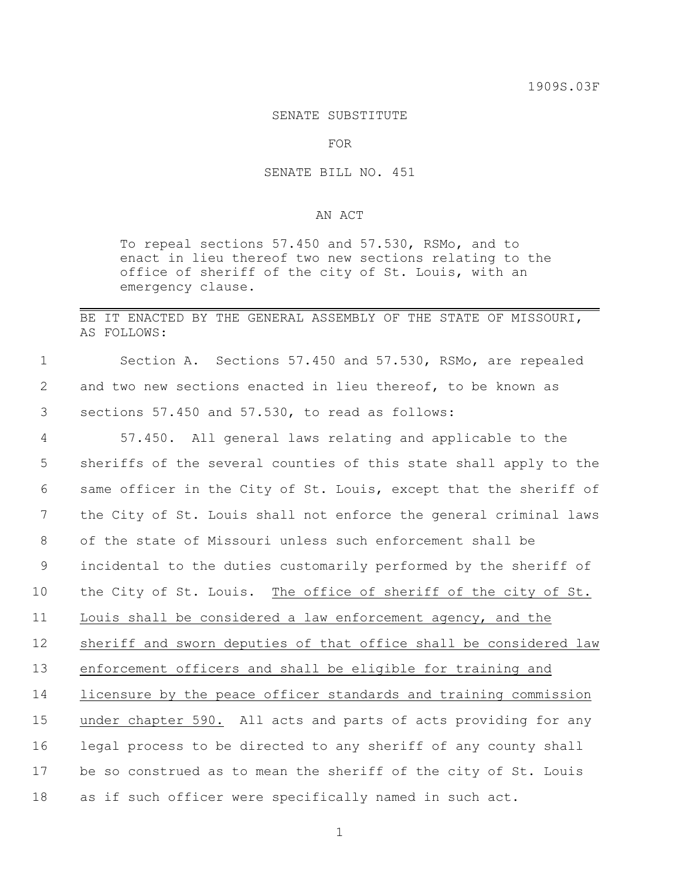1909S.03F

SENATE SUBSTITUTE

FOR

SENATE BILL NO. 451

AN ACT

To repeal sections 57.450 and 57.530, RSMo, and to enact in lieu thereof two new sections relating to the office of sheriff of the city of St. Louis, with an emergency clause.

---

BE IT ENACTED BY THE GENERAL ASSEMBLY OF THE STATE OF MISSOURI, AS FOLLOWS:

Section A. Sections 57.450 and 57.530, RSMo, are repealed and two new sections enacted in lieu thereof, to be known as sections 57.450 and 57.530, to read as follows:

57.450. All general laws relating and applicable to the sheriffs of the several counties of this state shall apply to the same officer in the City of St. Louis, except that the sheriff of the City of St. Louis shall not enforce the general criminal laws of the state of Missouri unless such enforcement shall be incidental to the duties customarily performed by the sheriff of the City of St. Louis. <u>The office of sheriff of the city of St. Louis shall be considered a law enforcement agency, and the sheriff and sworn deputies of that office shall be considered law enforcement officers and shall be eligible for training and licensure by the peace officer standards and training commission under chapter 590.</u> All acts and parts of acts providing for any legal process to be directed to any sheriff of any county shall be so construed as to mean the sheriff of the city of St. Louis as if such officer were specifically named in such act.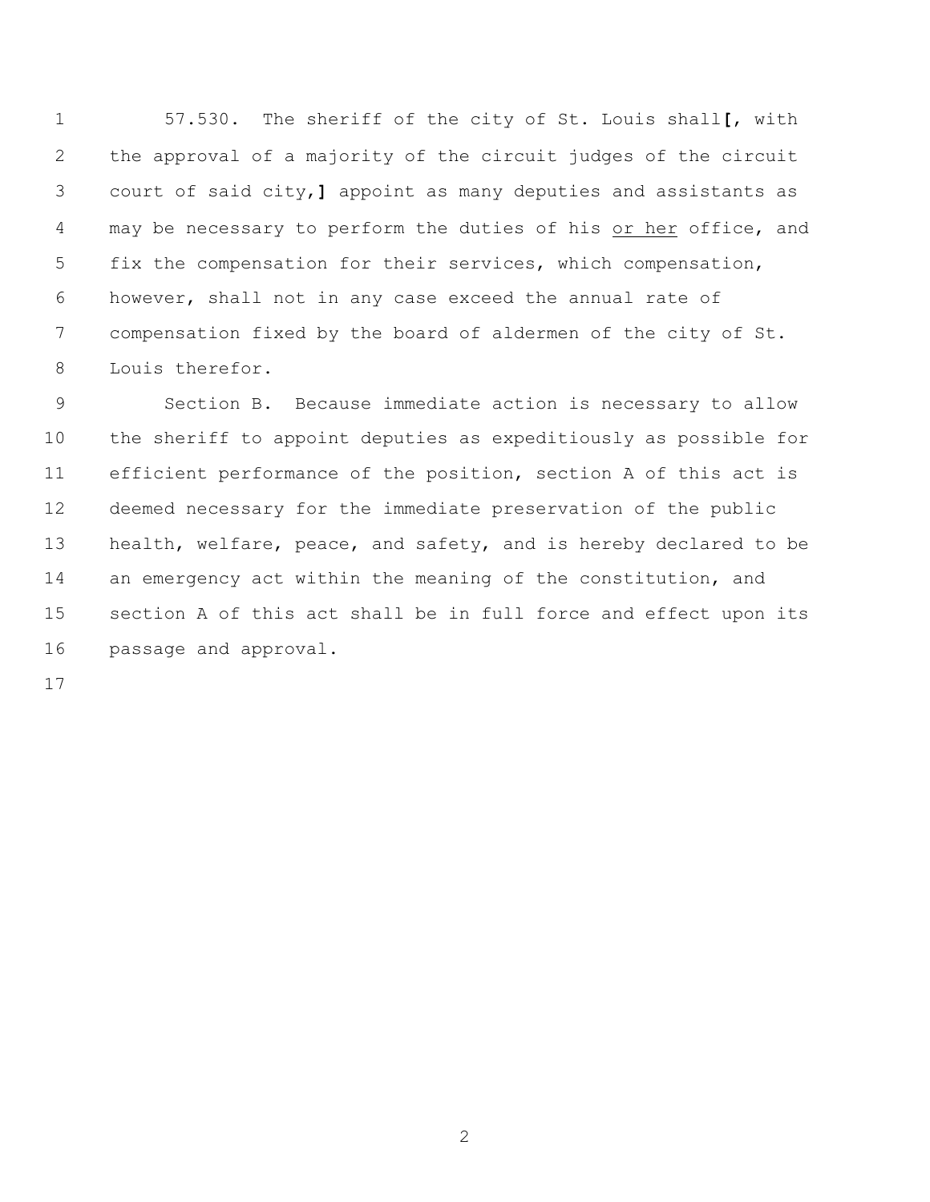57.530. The sheriff of the city of St. Louis shall**[**, with the approval of a majority of the circuit judges of the circuit court of said city,**]** appoint as many deputies and assistants as may be necessary to perform the duties of his <u>or her</u> office, and fix the compensation for their services, which compensation, however, shall not in any case exceed the annual rate of compensation fixed by the board of aldermen of the city of St. Louis therefor.

Section B. Because immediate action is necessary to allow the sheriff to appoint deputies as expeditiously as possible for efficient performance of the position, section A of this act is deemed necessary for the immediate preservation of the public health, welfare, peace, and safety, and is hereby declared to be an emergency act within the meaning of the constitution, and section A of this act shall be in full force and effect upon its passage and approval.